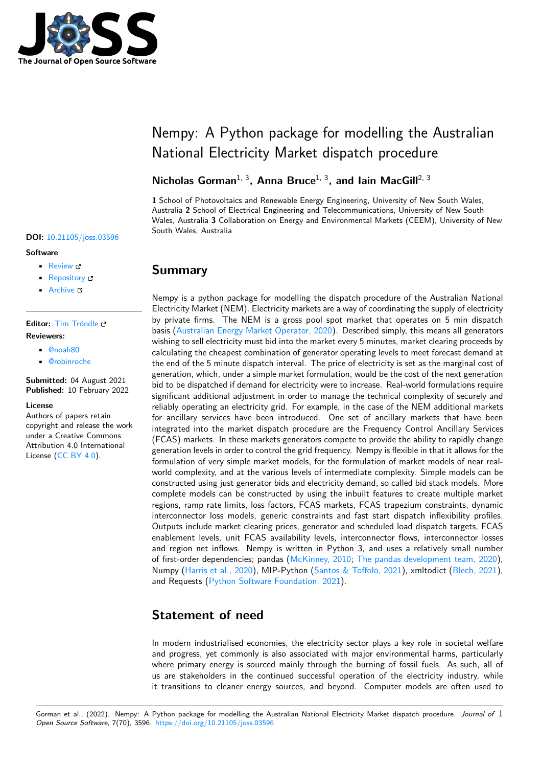# Nempy: A Python package for modelling the Australian National Electricity Market dispatch procedure

**Nicholas Gorman**[1, 3], **Anna Bruce**[1, 3], **and Iain MacGill**[2, 3]

**1** School of Photovoltaics and Renewable Energy Engineering, University of New South Wales, Australia **2** School of Electrical Engineering and Telecommunications, University of New South Wales, Australia **3** Collaboration on Energy and Environmental Markets (CEEM), University of New South Wales, Australia

**DOI:** 10.21105/joss.03596

**Software**

- Review
- Repository
- Archive

**Editor:** Tim Tröndle

**Reviewers:**

- @noah80
- @robinroche

**Submitted:** 04 August 2021
**Published:** 10 February 2022

**License**
Authors of papers retain copyright and release the work under a Creative Commons Attribution 4.0 International License (CC BY 4.0).

## Summary

Nempy is a python package for modelling the dispatch procedure of the Australian National Electricity Market (NEM). Electricity markets are a way of coordinating the supply of electricity by private firms. The NEM is a gross pool spot market that operates on 5 min dispatch basis (Australian Energy Market Operator, 2020). Described simply, this means all generators wishing to sell electricity must bid into the market every 5 minutes, market clearing proceeds by calculating the cheapest combination of generator operating levels to meet forecast demand at the end of the 5 minute dispatch interval. The price of electricity is set as the marginal cost of generation, which, under a simple market formulation, would be the cost of the next generation bid to be dispatched if demand for electricity were to increase. Real-world formulations require significant additional adjustment in order to manage the technical complexity of securely and reliably operating an electricity grid. For example, in the case of the NEM additional markets for ancillary services have been introduced. One set of ancillary markets that have been integrated into the market dispatch procedure are the Frequency Control Ancillary Services (FCAS) markets. In these markets generators compete to provide the ability to rapidly change generation levels in order to control the grid frequency. Nempy is flexible in that it allows for the formulation of very simple market models, for the formulation of market models of near real-world complexity, and at the various levels of intermediate complexity. Simple models can be constructed using just generator bids and electricity demand, so called bid stack models. More complete models can be constructed by using the inbuilt features to create multiple market regions, ramp rate limits, loss factors, FCAS markets, FCAS trapezium constraints, dynamic interconnector loss models, generic constraints and fast start dispatch inflexibility profiles. Outputs include market clearing prices, generator and scheduled load dispatch targets, FCAS enablement levels, unit FCAS availability levels, interconnector flows, interconnector losses and region net inflows. Nempy is written in Python 3, and uses a relatively small number of first-order dependencies; pandas (McKinney, 2010; The pandas development team, 2020), Numpy (Harris et al., 2020), MIP-Python (Santos & Toffolo, 2021), xmltodict (Blech, 2021), and Requests (Python Software Foundation, 2021).

## Statement of need

In modern industrialised economies, the electricity sector plays a key role in societal welfare and progress, yet commonly is also associated with major environmental harms, particularly where primary energy is sourced mainly through the burning of fossil fuels. As such, all of us are stakeholders in the continued successful operation of the electricity industry, while it transitions to cleaner energy sources, and beyond. Computer models are often used to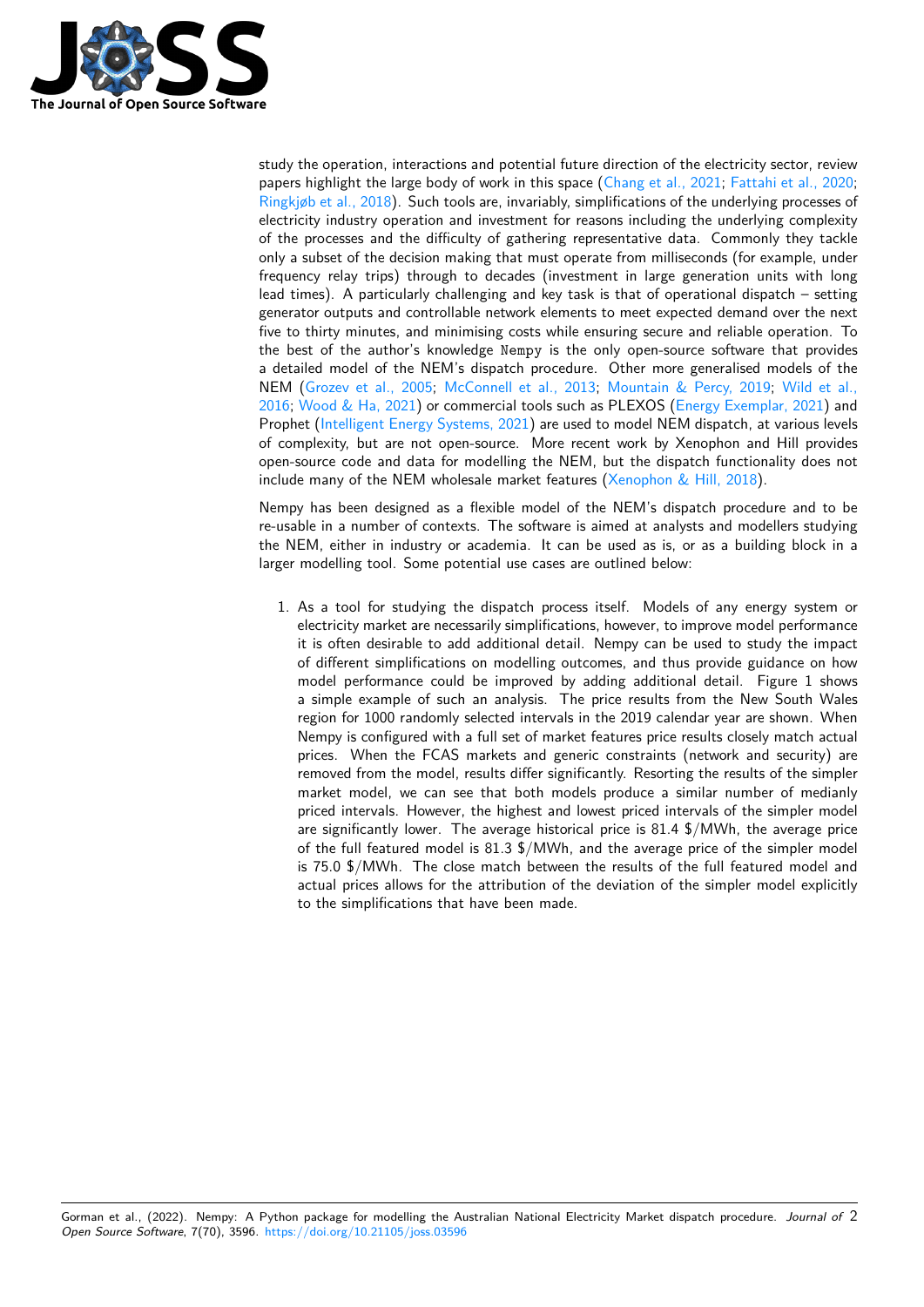study the operation, interactions and potential future direction of the electricity sector, review papers highlight the large body of work in this space (Chang et al., 2021; Fattahi et al., 2020; Ringkjøb et al., 2018). Such tools are, invariably, simplifications of the underlying processes of electricity industry operation and investment for reasons including the underlying complexity of the processes and the difficulty of gathering representative data. Commonly they tackle only a subset of the decision making that must operate from milliseconds (for example, under frequency relay trips) through to decades (investment in large generation units with long lead times). A particularly challenging and key task is that of operational dispatch – setting generator outputs and controllable network elements to meet expected demand over the next five to thirty minutes, and minimising costs while ensuring secure and reliable operation. To the best of the author's knowledge `Nempy` is the only open-source software that provides a detailed model of the NEM's dispatch procedure. Other more generalised models of the NEM (Grozev et al., 2005; McConnell et al., 2013; Mountain & Percy, 2019; Wild et al., 2016; Wood & Ha, 2021) or commercial tools such as PLEXOS (Energy Exemplar, 2021) and Prophet (Intelligent Energy Systems, 2021) are used to model NEM dispatch, at various levels of complexity, but are not open-source. More recent work by Xenophon and Hill provides open-source code and data for modelling the NEM, but the dispatch functionality does not include many of the NEM wholesale market features (Xenophon & Hill, 2018).

Nempy has been designed as a flexible model of the NEM's dispatch procedure and to be re-usable in a number of contexts. The software is aimed at analysts and modellers studying the NEM, either in industry or academia. It can be used as is, or as a building block in a larger modelling tool. Some potential use cases are outlined below:

1. As a tool for studying the dispatch process itself. Models of any energy system or electricity market are necessarily simplifications, however, to improve model performance it is often desirable to add additional detail. Nempy can be used to study the impact of different simplifications on modelling outcomes, and thus provide guidance on how model performance could be improved by adding additional detail. Figure 1 shows a simple example of such an analysis. The price results from the New South Wales region for 1000 randomly selected intervals in the 2019 calendar year are shown. When Nempy is configured with a full set of market features price results closely match actual prices. When the FCAS markets and generic constraints (network and security) are removed from the model, results differ significantly. Resorting the results of the simpler market model, we can see that both models produce a similar number of medianly priced intervals. However, the highest and lowest priced intervals of the simpler model are significantly lower. The average historical price is 81.4 \$/MWh, the average price of the full featured model is 81.3 \$/MWh, and the average price of the simpler model is 75.0 \$/MWh. The close match between the results of the full featured model and actual prices allows for the attribution of the deviation of the simpler model explicitly to the simplifications that have been made.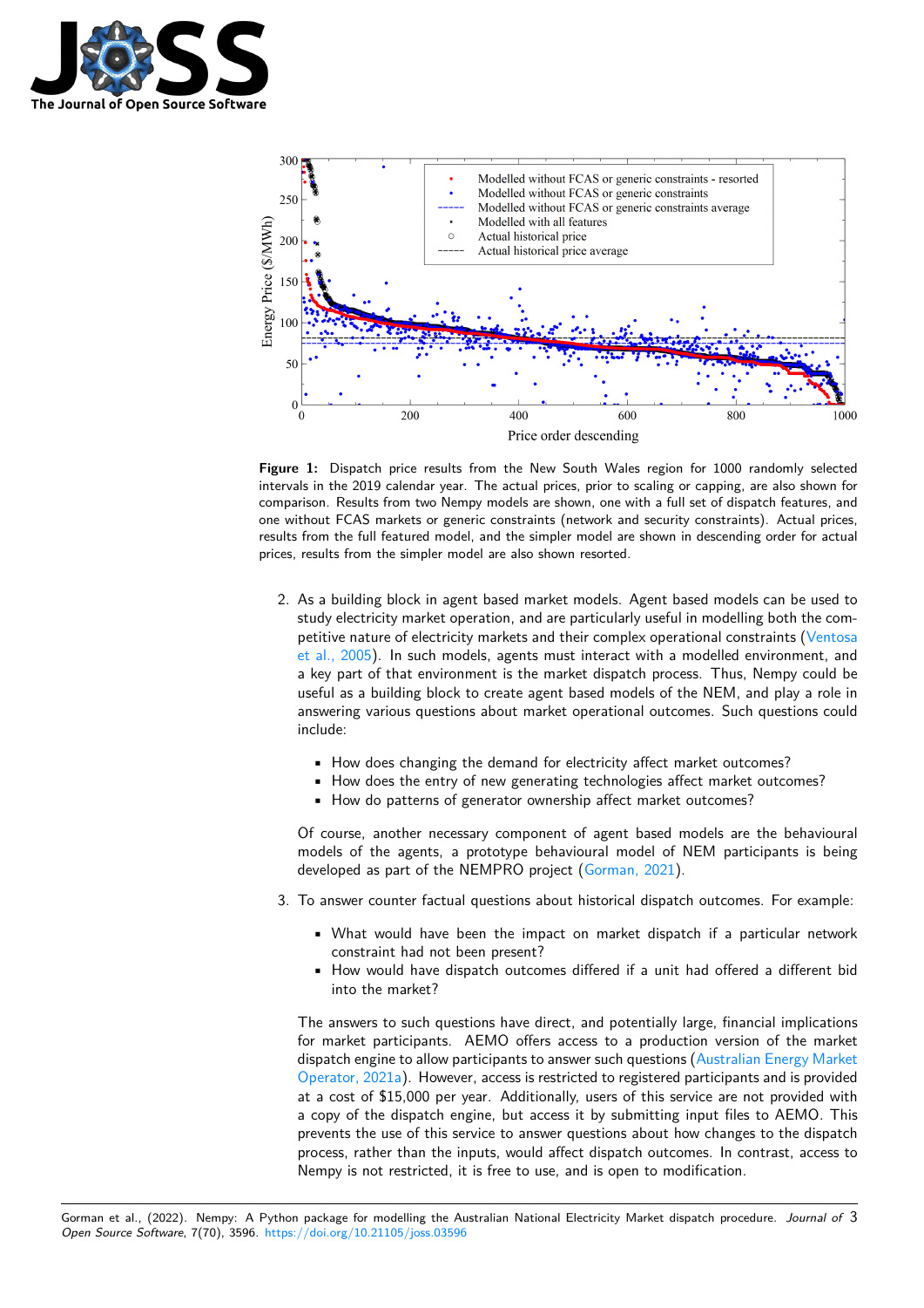**Figure 1:** Dispatch price results from the New South Wales region for 1000 randomly selected intervals in the 2019 calendar year. The actual prices, prior to scaling or capping, are also shown for comparison. Results from two Nempy models are shown, one with a full set of dispatch features, and one without FCAS markets or generic constraints (network and security constraints). Actual prices, results from the full featured model, and the simpler model are shown in descending order for actual prices, results from the simpler model are also shown resorted.

2. As a building block in agent based market models. Agent based models can be used to study electricity market operation, and are particularly useful in modelling both the competitive nature of electricity markets and their complex operational constraints (Ventosa et al., 2005). In such models, agents must interact with a modelled environment, and a key part of that environment is the market dispatch process. Thus, Nempy could be useful as a building block to create agent based models of the NEM, and play a role in answering various questions about market operational outcomes. Such questions could include:

   - How does changing the demand for electricity affect market outcomes?
   - How does the entry of new generating technologies affect market outcomes?
   - How do patterns of generator ownership affect market outcomes?

   Of course, another necessary component of agent based models are the behavioural models of the agents, a prototype behavioural model of NEM participants is being developed as part of the NEMPRO project (Gorman, 2021).

3. To answer counter factual questions about historical dispatch outcomes. For example:

   - What would have been the impact on market dispatch if a particular network constraint had not been present?
   - How would have dispatch outcomes differed if a unit had offered a different bid into the market?

   The answers to such questions have direct, and potentially large, financial implications for market participants. AEMO offers access to a production version of the market dispatch engine to allow participants to answer such questions (Australian Energy Market Operator, 2021a). However, access is restricted to registered participants and is provided at a cost of $15,000 per year. Additionally, users of this service are not provided with a copy of the dispatch engine, but access it by submitting input files to AEMO. This prevents the use of this service to answer questions about how changes to the dispatch process, rather than the inputs, would affect dispatch outcomes. In contrast, access to Nempy is not restricted, it is free to use, and is open to modification.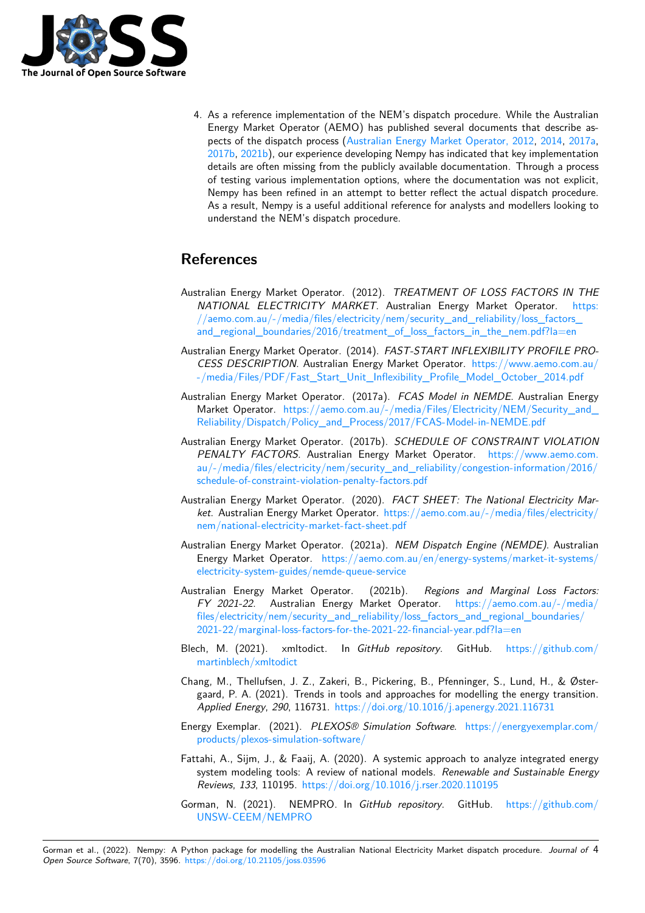4. As a reference implementation of the NEM's dispatch procedure. While the Australian Energy Market Operator (AEMO) has published several documents that describe aspects of the dispatch process (Australian Energy Market Operator, 2012, 2014, 2017a, 2017b, 2021b), our experience developing Nempy has indicated that key implementation details are often missing from the publicly available documentation. Through a process of testing various implementation options, where the documentation was not explicit, Nempy has been refined in an attempt to better reflect the actual dispatch procedure. As a result, Nempy is a useful additional reference for analysts and modellers looking to understand the NEM's dispatch procedure.

# References

Australian Energy Market Operator. (2012). *TREATMENT OF LOSS FACTORS IN THE NATIONAL ELECTRICITY MARKET*. Australian Energy Market Operator. https://aemo.com.au/-/media/files/electricity/nem/security_and_reliability/loss_factors_and_regional_boundaries/2016/treatment_of_loss_factors_in_the_nem.pdf?la=en

Australian Energy Market Operator. (2014). *FAST-START INFLEXIBILITY PROFILE PROCESS DESCRIPTION*. Australian Energy Market Operator. https://www.aemo.com.au/-/media/Files/PDF/Fast_Start_Unit_Inflexibility_Profile_Model_October_2014.pdf

Australian Energy Market Operator. (2017a). *FCAS Model in NEMDE*. Australian Energy Market Operator. https://aemo.com.au/-/media/Files/Electricity/NEM/Security_and_Reliability/Dispatch/Policy_and_Process/2017/FCAS-Model-in-NEMDE.pdf

Australian Energy Market Operator. (2017b). *SCHEDULE OF CONSTRAINT VIOLATION PENALTY FACTORS*. Australian Energy Market Operator. https://www.aemo.com.au/-/media/files/electricity/nem/security_and_reliability/congestion-information/2016/schedule-of-constraint-violation-penalty-factors.pdf

Australian Energy Market Operator. (2020). *FACT SHEET: The National Electricity Market*. Australian Energy Market Operator. https://aemo.com.au/-/media/files/electricity/nem/national-electricity-market-fact-sheet.pdf

Australian Energy Market Operator. (2021a). *NEM Dispatch Engine (NEMDE)*. Australian Energy Market Operator. https://aemo.com.au/en/energy-systems/market-it-systems/electricity-system-guides/nemde-queue-service

Australian Energy Market Operator. (2021b). *Regions and Marginal Loss Factors: FY 2021-22*. Australian Energy Market Operator. https://aemo.com.au/-/media/files/electricity/nem/security_and_reliability/loss_factors_and_regional_boundaries/2021-22/marginal-loss-factors-for-the-2021-22-financial-year.pdf?la=en

Blech, M. (2021). xmltodict. In *GitHub repository*. GitHub. https://github.com/martinblech/xmltodict

Chang, M., Thellufsen, J. Z., Zakeri, B., Pickering, B., Pfenninger, S., Lund, H., & Østergaard, P. A. (2021). Trends in tools and approaches for modelling the energy transition. *Applied Energy*, *290*, 116731. https://doi.org/10.1016/j.apenergy.2021.116731

Energy Exemplar. (2021). *PLEXOS® Simulation Software*. https://energyexemplar.com/products/plexos-simulation-software/

Fattahi, A., Sijm, J., & Faaij, A. (2020). A systemic approach to analyze integrated energy system modeling tools: A review of national models. *Renewable and Sustainable Energy Reviews*, *133*, 110195. https://doi.org/10.1016/j.rser.2020.110195

Gorman, N. (2021). NEMPRO. In *GitHub repository*. GitHub. https://github.com/UNSW-CEEM/NEMPRO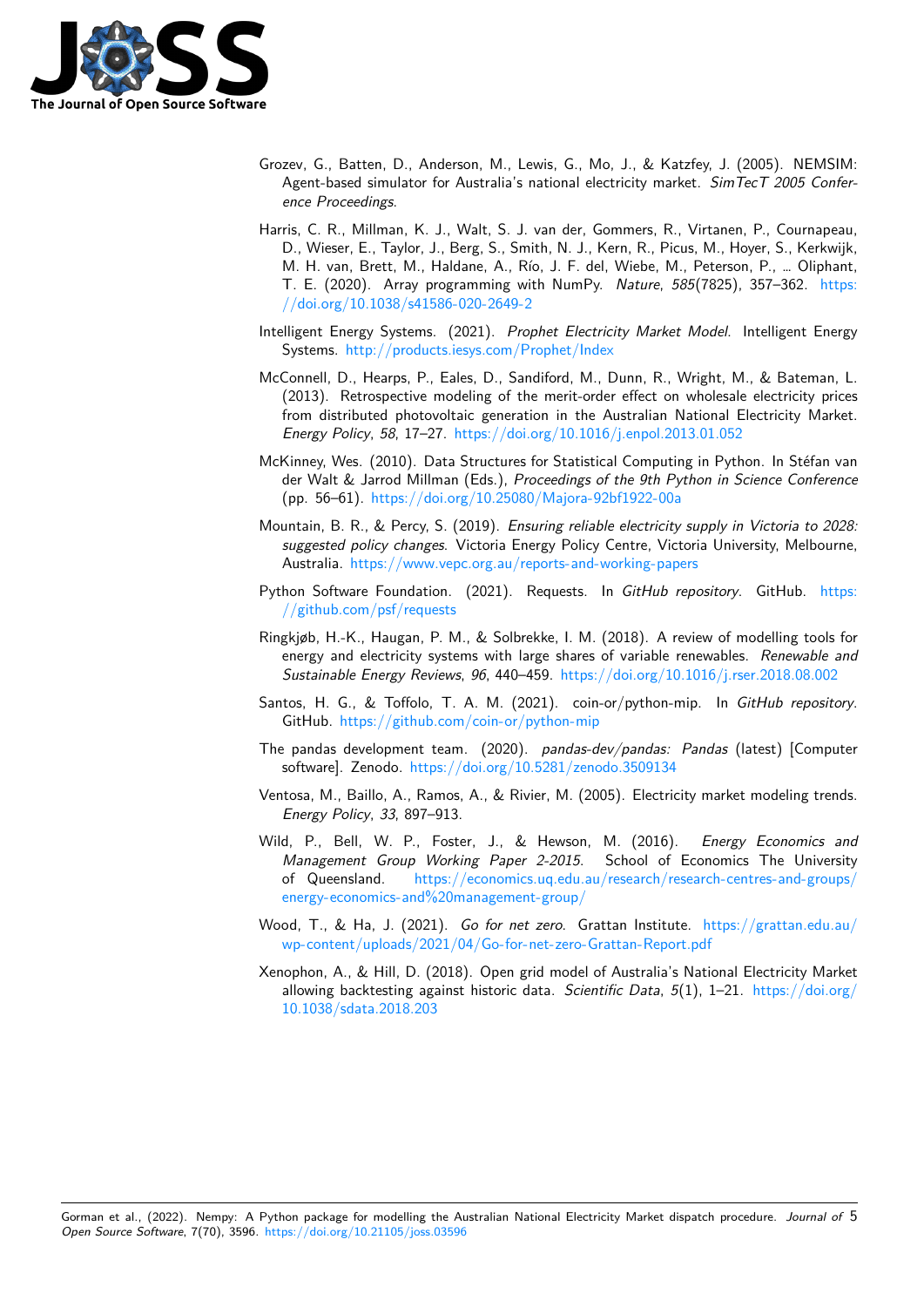Grozev, G., Batten, D., Anderson, M., Lewis, G., Mo, J., & Katzfey, J. (2005). NEMSIM: Agent-based simulator for Australia's national electricity market. *SimTecT 2005 Conference Proceedings*.

Harris, C. R., Millman, K. J., Walt, S. J. van der, Gommers, R., Virtanen, P., Cournapeau, D., Wieser, E., Taylor, J., Berg, S., Smith, N. J., Kern, R., Picus, M., Hoyer, S., Kerkwijk, M. H. van, Brett, M., Haldane, A., Río, J. F. del, Wiebe, M., Peterson, P., … Oliphant, T. E. (2020). Array programming with NumPy. *Nature*, *585*(7825), 357–362. https://doi.org/10.1038/s41586-020-2649-2

Intelligent Energy Systems. (2021). *Prophet Electricity Market Model*. Intelligent Energy Systems. http://products.iesys.com/Prophet/Index

McConnell, D., Hearps, P., Eales, D., Sandiford, M., Dunn, R., Wright, M., & Bateman, L. (2013). Retrospective modeling of the merit-order effect on wholesale electricity prices from distributed photovoltaic generation in the Australian National Electricity Market. *Energy Policy*, *58*, 17–27. https://doi.org/10.1016/j.enpol.2013.01.052

McKinney, Wes. (2010). Data Structures for Statistical Computing in Python. In Stéfan van der Walt & Jarrod Millman (Eds.), *Proceedings of the 9th Python in Science Conference* (pp. 56–61). https://doi.org/10.25080/Majora-92bf1922-00a

Mountain, B. R., & Percy, S. (2019). *Ensuring reliable electricity supply in Victoria to 2028: suggested policy changes*. Victoria Energy Policy Centre, Victoria University, Melbourne, Australia. https://www.vepc.org.au/reports-and-working-papers

Python Software Foundation. (2021). Requests. In *GitHub repository*. GitHub. https://github.com/psf/requests

Ringkjøb, H.-K., Haugan, P. M., & Solbrekke, I. M. (2018). A review of modelling tools for energy and electricity systems with large shares of variable renewables. *Renewable and Sustainable Energy Reviews*, *96*, 440–459. https://doi.org/10.1016/j.rser.2018.08.002

Santos, H. G., & Toffolo, T. A. M. (2021). coin-or/python-mip. In *GitHub repository*. GitHub. https://github.com/coin-or/python-mip

The pandas development team. (2020). *pandas-dev/pandas: Pandas* (latest) [Computer software]. Zenodo. https://doi.org/10.5281/zenodo.3509134

Ventosa, M., Baillo, A., Ramos, A., & Rivier, M. (2005). Electricity market modeling trends. *Energy Policy*, *33*, 897–913.

Wild, P., Bell, W. P., Foster, J., & Hewson, M. (2016). *Energy Economics and Management Group Working Paper 2-2015*. School of Economics The University of Queensland. https://economics.uq.edu.au/research/research-centres-and-groups/energy-economics-and%20management-group/

Wood, T., & Ha, J. (2021). *Go for net zero*. Grattan Institute. https://grattan.edu.au/wp-content/uploads/2021/04/Go-for-net-zero-Grattan-Report.pdf

Xenophon, A., & Hill, D. (2018). Open grid model of Australia's National Electricity Market allowing backtesting against historic data. *Scientific Data*, *5*(1), 1–21. https://doi.org/10.1038/sdata.2018.203